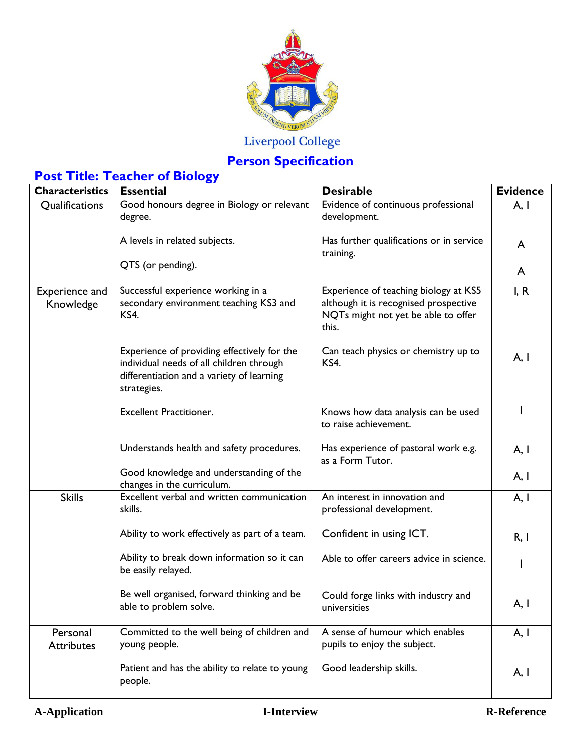Liverpool College

# Person Specification

## Post Title: Teacher of Biology

| Characteristics | Essential | Desirable | Evidence |
|---|---|---|---|
| Qualifications | Good honours degree in Biology or relevant degree. | Evidence of continuous professional development. | A, I |
| | A levels in related subjects. | Has further qualifications or in service training. | A |
| | QTS (or pending). | | A |
| Experience and Knowledge | Successful experience working in a secondary environment teaching KS3 and KS4. | Experience of teaching biology at KS5 although it is recognised prospective NQTs might not yet be able to offer this. | I, R |
| | Experience of providing effectively for the individual needs of all children through differentiation and a variety of learning strategies. | Can teach physics or chemistry up to KS4. | A, I |
| | Excellent Practitioner. | Knows how data analysis can be used to raise achievement. | I |
| | Understands health and safety procedures. | Has experience of pastoral work e.g. as a Form Tutor. | A, I |
| | Good knowledge and understanding of the changes in the curriculum. | | A, I |
| Skills | Excellent verbal and written communication skills. | An interest in innovation and professional development. | A, I |
| | Ability to work effectively as part of a team. | Confident in using ICT. | R, I |
| | Ability to break down information so it can be easily relayed. | Able to offer careers advice in science. | I |
| | Be well organised, forward thinking and be able to problem solve. | Could forge links with industry and universities | A, I |
| Personal Attributes | Committed to the well being of children and young people. | A sense of humour which enables pupils to enjoy the subject. | A, I |
| | Patient and has the ability to relate to young people. | Good leadership skills. | A, I |

**A-Application** **I-Interview** **R-Reference**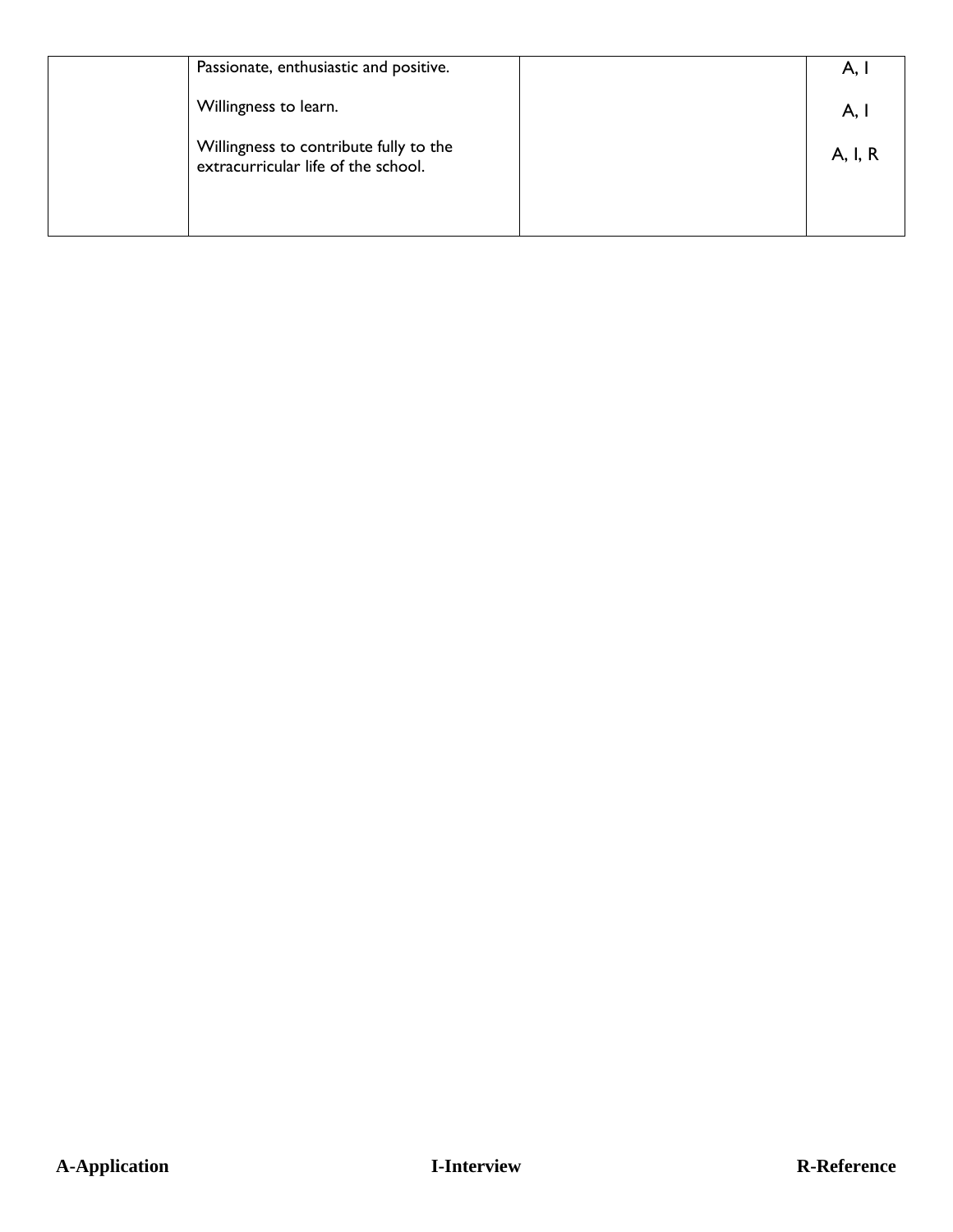| | | | |
|---|---|---|---|
| | Passionate, enthusiastic and positive.<br><br>Willingness to learn.<br><br>Willingness to contribute fully to the extracurricular life of the school. | | A, I<br><br>A, I<br><br>A, I, R |

**A-Application** **I-Interview** **R-Reference**